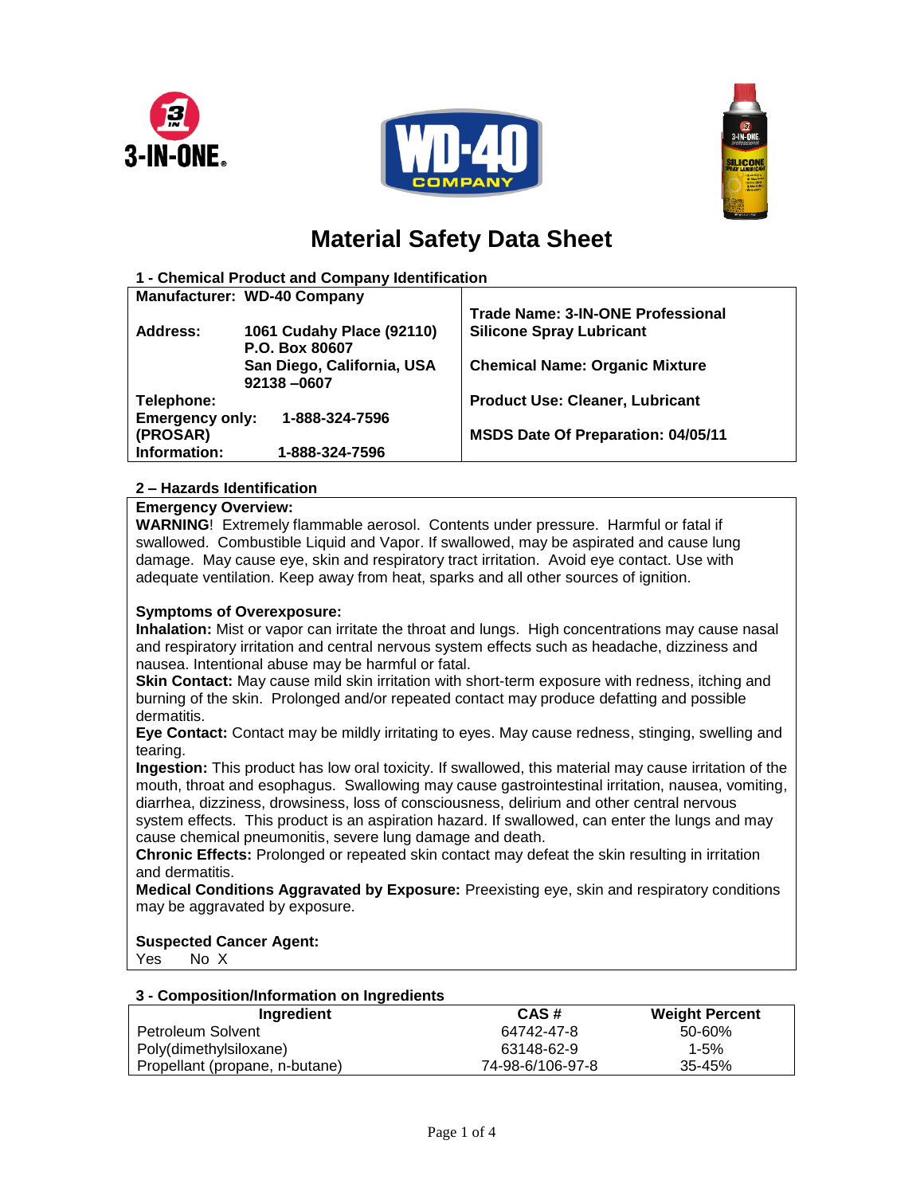# Material Safety Data Sheet

## 1 - Chemical Product and Company Identification

| | |
|---|---|
| **Manufacturer:** WD-40 Company | **Trade Name: 3-IN-ONE Professional Silicone Spray Lubricant** |
| **Address:** 1061 Cudahy Place (92110) P.O. Box 80607 San Diego, California, USA 92138 –0607 | **Chemical Name: Organic Mixture** |
| **Telephone:** | **Product Use: Cleaner, Lubricant** |
| **Emergency only: (PROSAR)** 1-888-324-7596 | **MSDS Date Of Preparation: 04/05/11** |
| **Information:** 1-888-324-7596 | |

## 2 – Hazards Identification

**Emergency Overview:**

**WARNING**! Extremely flammable aerosol. Contents under pressure. Harmful or fatal if swallowed. Combustible Liquid and Vapor. If swallowed, may be aspirated and cause lung damage. May cause eye, skin and respiratory tract irritation. Avoid eye contact. Use with adequate ventilation. Keep away from heat, sparks and all other sources of ignition.

**Symptoms of Overexposure:**

**Inhalation:** Mist or vapor can irritate the throat and lungs. High concentrations may cause nasal and respiratory irritation and central nervous system effects such as headache, dizziness and nausea. Intentional abuse may be harmful or fatal.

**Skin Contact:** May cause mild skin irritation with short-term exposure with redness, itching and burning of the skin. Prolonged and/or repeated contact may produce defatting and possible dermatitis.

**Eye Contact:** Contact may be mildly irritating to eyes. May cause redness, stinging, swelling and tearing.

**Ingestion:** This product has low oral toxicity. If swallowed, this material may cause irritation of the mouth, throat and esophagus. Swallowing may cause gastrointestinal irritation, nausea, vomiting, diarrhea, dizziness, drowsiness, loss of consciousness, delirium and other central nervous system effects. This product is an aspiration hazard. If swallowed, can enter the lungs and may cause chemical pneumonitis, severe lung damage and death.

**Chronic Effects:** Prolonged or repeated skin contact may defeat the skin resulting in irritation and dermatitis.

**Medical Conditions Aggravated by Exposure:** Preexisting eye, skin and respiratory conditions may be aggravated by exposure.

**Suspected Cancer Agent:**

Yes No X

## 3 - Composition/Information on Ingredients

| Ingredient | CAS # | Weight Percent |
|---|---|---|
| Petroleum Solvent | 64742-47-8 | 50-60% |
| Poly(dimethylsiloxane) | 63148-62-9 | 1-5% |
| Propellant (propane, n-butane) | 74-98-6/106-97-8 | 35-45% |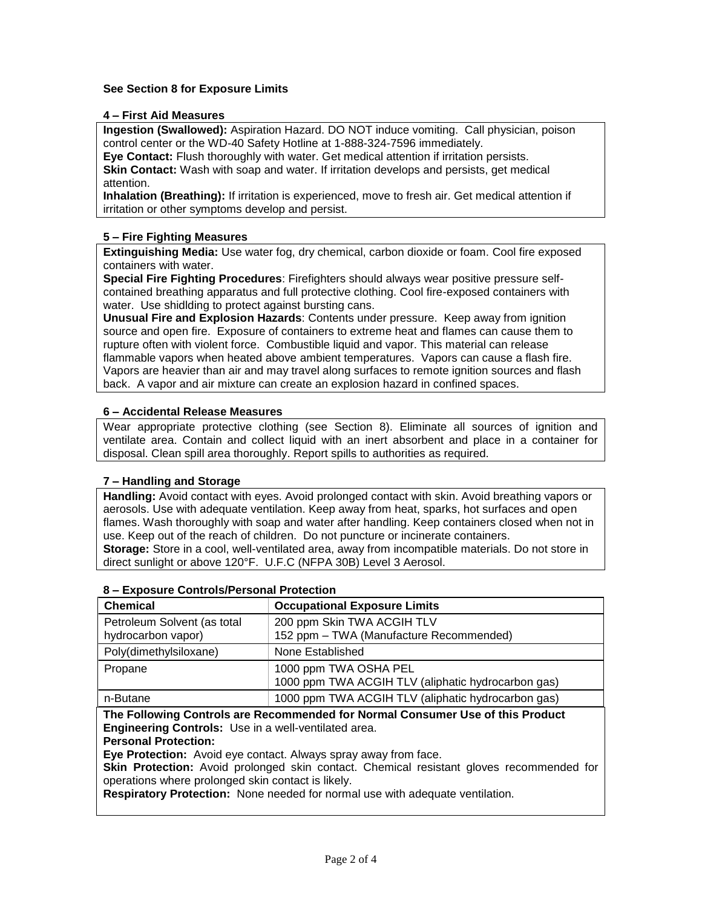**See Section 8 for Exposure Limits**

## 4 – First Aid Measures

**Ingestion (Swallowed):** Aspiration Hazard. DO NOT induce vomiting. Call physician, poison control center or the WD-40 Safety Hotline at 1-888-324-7596 immediately.
**Eye Contact:** Flush thoroughly with water. Get medical attention if irritation persists.
**Skin Contact:** Wash with soap and water. If irritation develops and persists, get medical attention.
**Inhalation (Breathing):** If irritation is experienced, move to fresh air. Get medical attention if irritation or other symptoms develop and persist.

## 5 – Fire Fighting Measures

**Extinguishing Media:** Use water fog, dry chemical, carbon dioxide or foam. Cool fire exposed containers with water.
**Special Fire Fighting Procedures**: Firefighters should always wear positive pressure self-contained breathing apparatus and full protective clothing. Cool fire-exposed containers with water. Use shidlding to protect against bursting cans.
**Unusual Fire and Explosion Hazards**: Contents under pressure. Keep away from ignition source and open fire. Exposure of containers to extreme heat and flames can cause them to rupture often with violent force. Combustible liquid and vapor. This material can release flammable vapors when heated above ambient temperatures. Vapors can cause a flash fire. Vapors are heavier than air and may travel along surfaces to remote ignition sources and flash back. A vapor and air mixture can create an explosion hazard in confined spaces.

## 6 – Accidental Release Measures

Wear appropriate protective clothing (see Section 8). Eliminate all sources of ignition and ventilate area. Contain and collect liquid with an inert absorbent and place in a container for disposal. Clean spill area thoroughly. Report spills to authorities as required.

## 7 – Handling and Storage

**Handling:** Avoid contact with eyes. Avoid prolonged contact with skin. Avoid breathing vapors or aerosols. Use with adequate ventilation. Keep away from heat, sparks, hot surfaces and open flames. Wash thoroughly with soap and water after handling. Keep containers closed when not in use. Keep out of the reach of children. Do not puncture or incinerate containers.
**Storage:** Store in a cool, well-ventilated area, away from incompatible materials. Do not store in direct sunlight or above 120°F. U.F.C (NFPA 30B) Level 3 Aerosol.

## 8 – Exposure Controls/Personal Protection

| Chemical | Occupational Exposure Limits |
|---|---|
| Petroleum Solvent (as total hydrocarbon vapor) | 200 ppm Skin TWA ACGIH TLV<br>152 ppm – TWA (Manufacture Recommended) |
| Poly(dimethylsiloxane) | None Established |
| Propane | 1000 ppm TWA OSHA PEL<br>1000 ppm TWA ACGIH TLV (aliphatic hydrocarbon gas) |
| n-Butane | 1000 ppm TWA ACGIH TLV (aliphatic hydrocarbon gas) |

**The Following Controls are Recommended for Normal Consumer Use of this Product**
**Engineering Controls:** Use in a well-ventilated area.
**Personal Protection:**
**Eye Protection:** Avoid eye contact. Always spray away from face.
**Skin Protection:** Avoid prolonged skin contact. Chemical resistant gloves recommended for operations where prolonged skin contact is likely.
**Respiratory Protection:** None needed for normal use with adequate ventilation.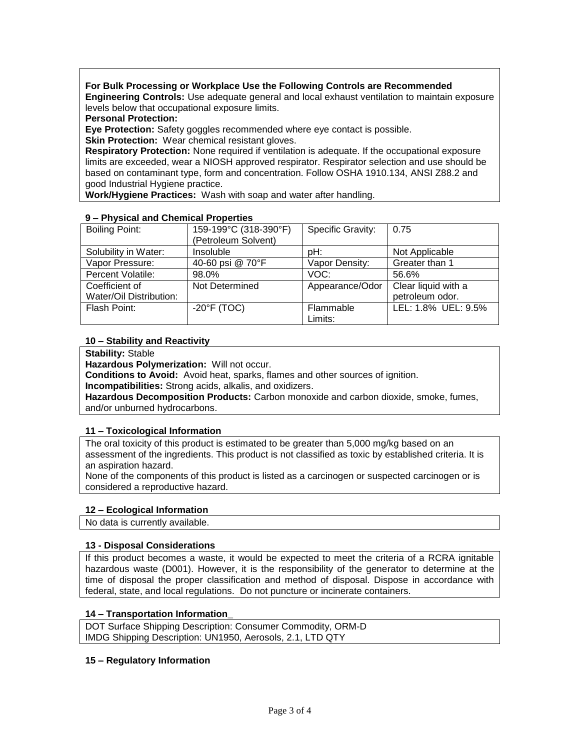**For Bulk Processing or Workplace Use the Following Controls are Recommended**
**Engineering Controls:** Use adequate general and local exhaust ventilation to maintain exposure levels below that occupational exposure limits.
**Personal Protection:**
**Eye Protection:** Safety goggles recommended where eye contact is possible.
**Skin Protection:** Wear chemical resistant gloves.
**Respiratory Protection:** None required if ventilation is adequate. If the occupational exposure limits are exceeded, wear a NIOSH approved respirator. Respirator selection and use should be based on contaminant type, form and concentration. Follow OSHA 1910.134, ANSI Z88.2 and good Industrial Hygiene practice.
**Work/Hygiene Practices:** Wash with soap and water after handling.

### 9 – Physical and Chemical Properties

| Boiling Point: | 159-199°C (318-390°F) (Petroleum Solvent) | Specific Gravity: | 0.75 |
|---|---|---|---|
| Solubility in Water: | Insoluble | pH: | Not Applicable |
| Vapor Pressure: | 40-60 psi @ 70°F | Vapor Density: | Greater than 1 |
| Percent Volatile: | 98.0% | VOC: | 56.6% |
| Coefficient of Water/Oil Distribution: | Not Determined | Appearance/Odor | Clear liquid with a petroleum odor. |
| Flash Point: | -20°F (TOC) | Flammable Limits: | LEL: 1.8% UEL: 9.5% |

### 10 – Stability and Reactivity

**Stability:** Stable
**Hazardous Polymerization:** Will not occur.
**Conditions to Avoid:** Avoid heat, sparks, flames and other sources of ignition.
**Incompatibilities:** Strong acids, alkalis, and oxidizers.
**Hazardous Decomposition Products:** Carbon monoxide and carbon dioxide, smoke, fumes, and/or unburned hydrocarbons.

### 11 – Toxicological Information

The oral toxicity of this product is estimated to be greater than 5,000 mg/kg based on an assessment of the ingredients. This product is not classified as toxic by established criteria. It is an aspiration hazard.
None of the components of this product is listed as a carcinogen or suspected carcinogen or is considered a reproductive hazard.

### 12 – Ecological Information

No data is currently available.

### 13 - Disposal Considerations

If this product becomes a waste, it would be expected to meet the criteria of a RCRA ignitable hazardous waste (D001). However, it is the responsibility of the generator to determine at the time of disposal the proper classification and method of disposal. Dispose in accordance with federal, state, and local regulations. Do not puncture or incinerate containers.

### 14 – Transportation Information

DOT Surface Shipping Description: Consumer Commodity, ORM-D
IMDG Shipping Description: UN1950, Aerosols, 2.1, LTD QTY

### 15 – Regulatory Information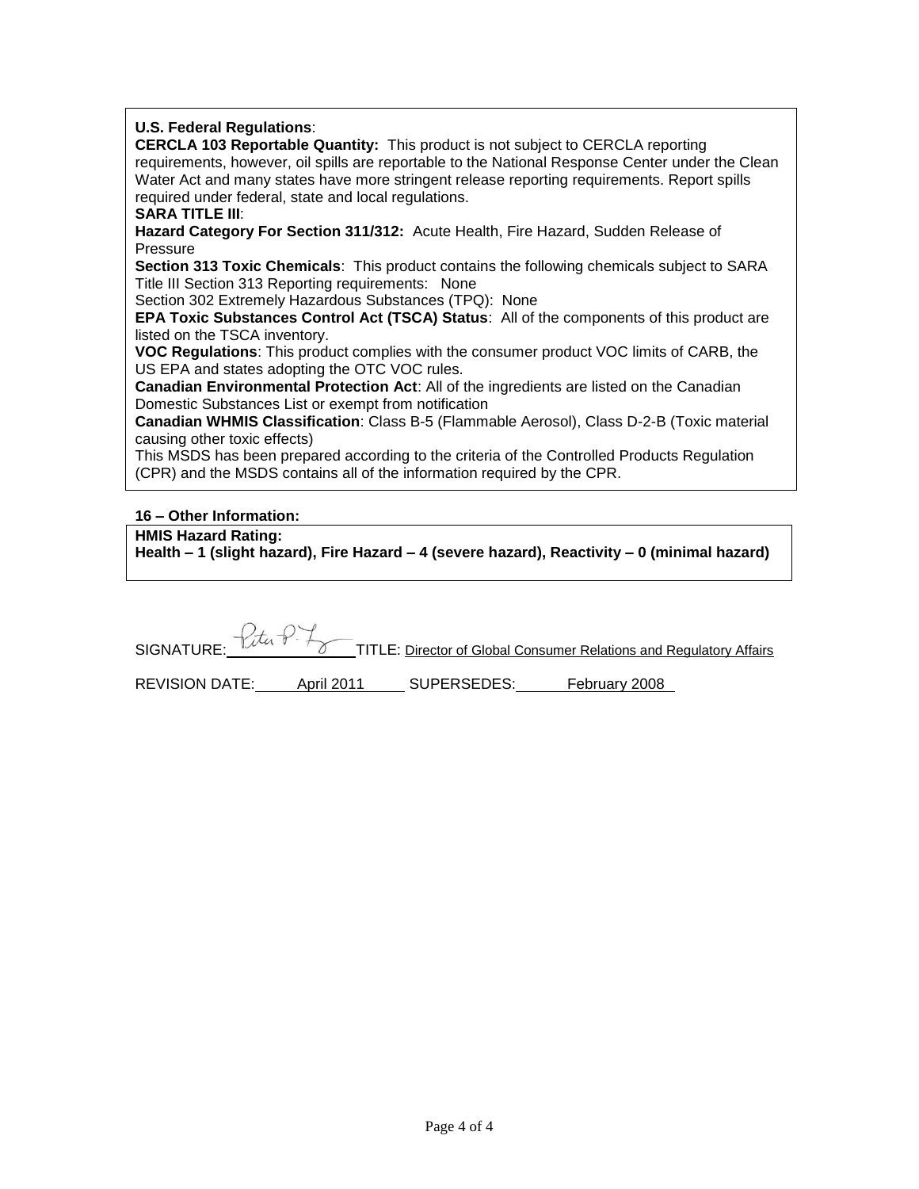**U.S. Federal Regulations**:

**CERCLA 103 Reportable Quantity:** This product is not subject to CERCLA reporting requirements, however, oil spills are reportable to the National Response Center under the Clean Water Act and many states have more stringent release reporting requirements. Report spills required under federal, state and local regulations.

**SARA TITLE III**:

**Hazard Category For Section 311/312:** Acute Health, Fire Hazard, Sudden Release of Pressure

**Section 313 Toxic Chemicals**: This product contains the following chemicals subject to SARA Title III Section 313 Reporting requirements: None

Section 302 Extremely Hazardous Substances (TPQ): None

**EPA Toxic Substances Control Act (TSCA) Status**: All of the components of this product are listed on the TSCA inventory.

**VOC Regulations**: This product complies with the consumer product VOC limits of CARB, the US EPA and states adopting the OTC VOC rules.

**Canadian Environmental Protection Act**: All of the ingredients are listed on the Canadian Domestic Substances List or exempt from notification

**Canadian WHMIS Classification**: Class B-5 (Flammable Aerosol), Class D-2-B (Toxic material causing other toxic effects)

This MSDS has been prepared according to the criteria of the Controlled Products Regulation (CPR) and the MSDS contains all of the information required by the CPR.

## 16 – Other Information:

**HMIS Hazard Rating:**

**Health – 1 (slight hazard), Fire Hazard – 4 (severe hazard), Reactivity – 0 (minimal hazard)**

SIGNATURE: Peter P. Ly TITLE: Director of Global Consumer Relations and Regulatory Affairs

REVISION DATE: April 2011 SUPERSEDES: February 2008